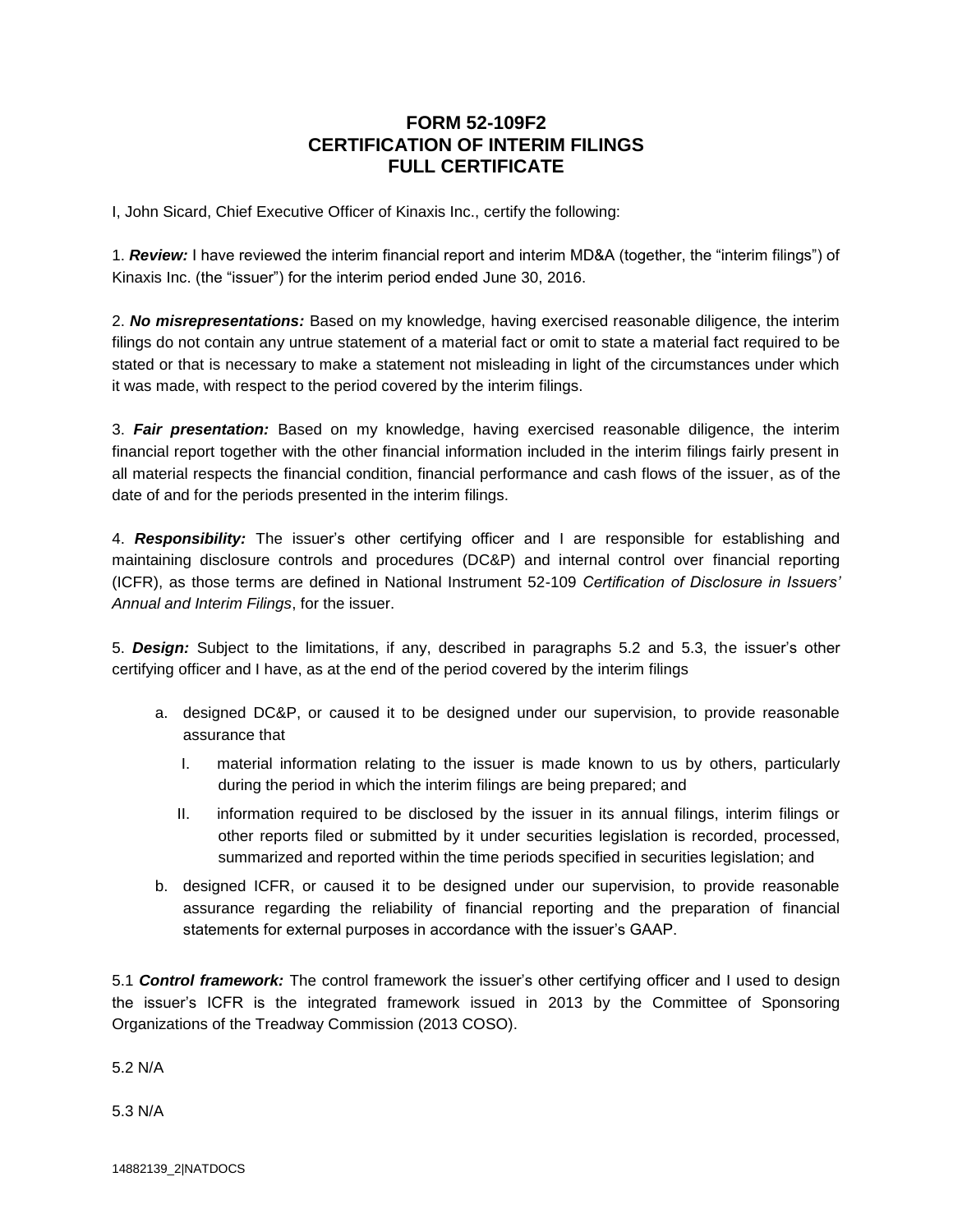# FORM 52-109F2
# CERTIFICATION OF INTERIM FILINGS
# FULL CERTIFICATE

I, John Sicard, Chief Executive Officer of Kinaxis Inc., certify the following:

1. ***Review:*** I have reviewed the interim financial report and interim MD&A (together, the "interim filings") of Kinaxis Inc. (the "issuer") for the interim period ended June 30, 2016.

2. ***No misrepresentations:*** Based on my knowledge, having exercised reasonable diligence, the interim filings do not contain any untrue statement of a material fact or omit to state a material fact required to be stated or that is necessary to make a statement not misleading in light of the circumstances under which it was made, with respect to the period covered by the interim filings.

3. ***Fair presentation:*** Based on my knowledge, having exercised reasonable diligence, the interim financial report together with the other financial information included in the interim filings fairly present in all material respects the financial condition, financial performance and cash flows of the issuer, as of the date of and for the periods presented in the interim filings.

4. ***Responsibility:*** The issuer's other certifying officer and I are responsible for establishing and maintaining disclosure controls and procedures (DC&P) and internal control over financial reporting (ICFR), as those terms are defined in National Instrument 52-109 *Certification of Disclosure in Issuers' Annual and Interim Filings*, for the issuer.

5. ***Design:*** Subject to the limitations, if any, described in paragraphs 5.2 and 5.3, the issuer's other certifying officer and I have, as at the end of the period covered by the interim filings

   a. designed DC&P, or caused it to be designed under our supervision, to provide reasonable assurance that

      I. material information relating to the issuer is made known to us by others, particularly during the period in which the interim filings are being prepared; and

      II. information required to be disclosed by the issuer in its annual filings, interim filings or other reports filed or submitted by it under securities legislation is recorded, processed, summarized and reported within the time periods specified in securities legislation; and

   b. designed ICFR, or caused it to be designed under our supervision, to provide reasonable assurance regarding the reliability of financial reporting and the preparation of financial statements for external purposes in accordance with the issuer's GAAP.

5.1 ***Control framework:*** The control framework the issuer's other certifying officer and I used to design the issuer's ICFR is the integrated framework issued in 2013 by the Committee of Sponsoring Organizations of the Treadway Commission (2013 COSO).

5.2 N/A

5.3 N/A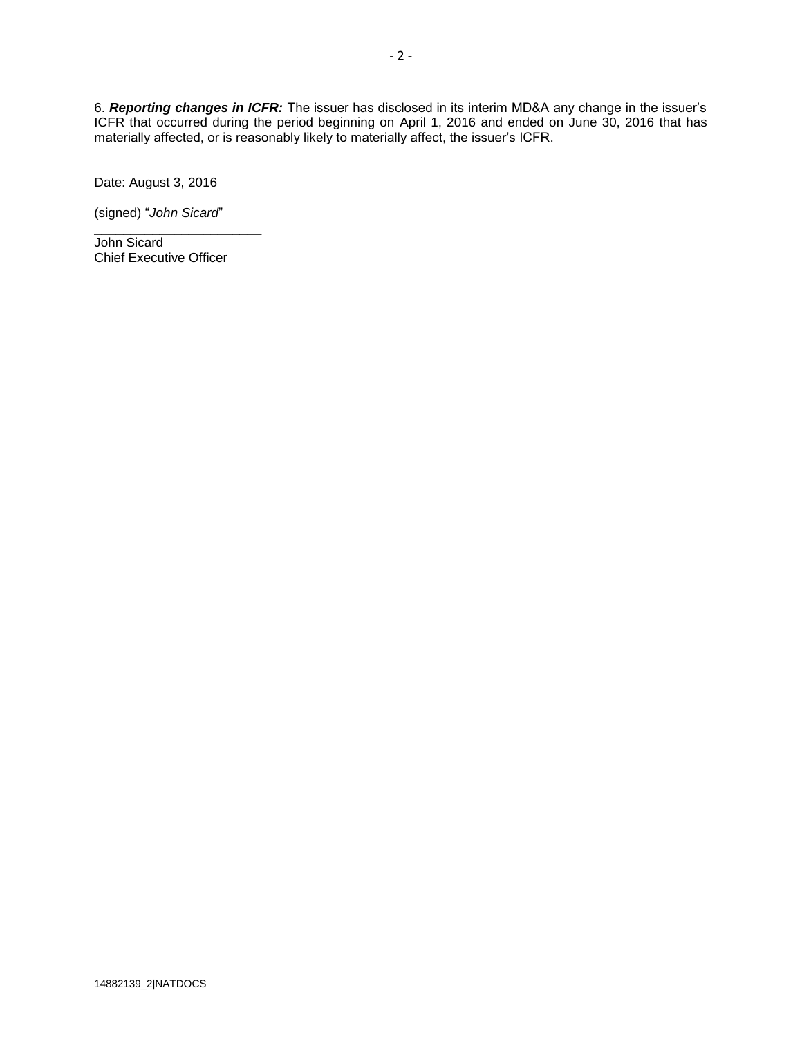6. ***Reporting changes in ICFR:*** The issuer has disclosed in its interim MD&A any change in the issuer's ICFR that occurred during the period beginning on April 1, 2016 and ended on June 30, 2016 that has materially affected, or is reasonably likely to materially affect, the issuer's ICFR.

Date: August 3, 2016

(signed) "*John Sicard*"

\_\_\_\_\_\_\_\_\_\_\_\_\_\_\_\_\_\_\_\_\_\_\_

John Sicard
Chief Executive Officer

14882139_2|NATDOCS